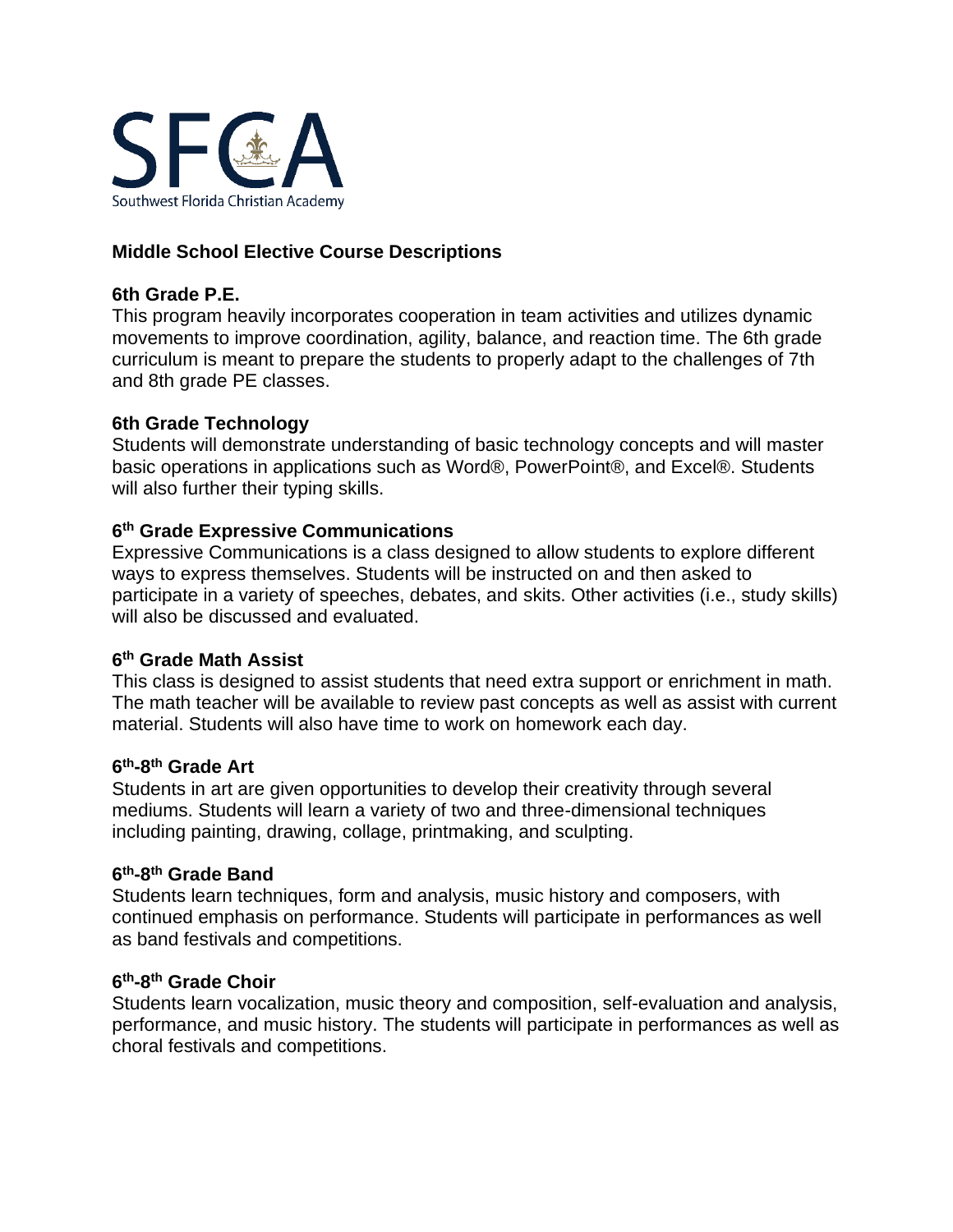SFCA

Southwest Florida Christian Academy

# Middle School Elective Course Descriptions

## 6th Grade P.E.

This program heavily incorporates cooperation in team activities and utilizes dynamic movements to improve coordination, agility, balance, and reaction time. The 6th grade curriculum is meant to prepare the students to properly adapt to the challenges of 7th and 8th grade PE classes.

## 6th Grade Technology

Students will demonstrate understanding of basic technology concepts and will master basic operations in applications such as Word®, PowerPoint®, and Excel®. Students will also further their typing skills.

## 6th Grade Expressive Communications

Expressive Communications is a class designed to allow students to explore different ways to express themselves. Students will be instructed on and then asked to participate in a variety of speeches, debates, and skits. Other activities (i.e., study skills) will also be discussed and evaluated.

## 6th Grade Math Assist

This class is designed to assist students that need extra support or enrichment in math. The math teacher will be available to review past concepts as well as assist with current material. Students will also have time to work on homework each day.

## 6th-8th Grade Art

Students in art are given opportunities to develop their creativity through several mediums. Students will learn a variety of two and three-dimensional techniques including painting, drawing, collage, printmaking, and sculpting.

## 6th-8th Grade Band

Students learn techniques, form and analysis, music history and composers, with continued emphasis on performance. Students will participate in performances as well as band festivals and competitions.

## 6th-8th Grade Choir

Students learn vocalization, music theory and composition, self-evaluation and analysis, performance, and music history. The students will participate in performances as well as choral festivals and competitions.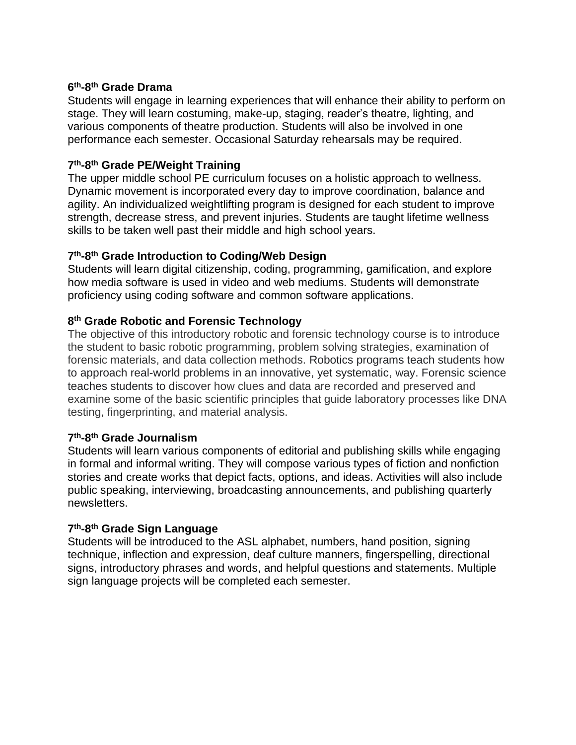**6th-8th Grade Drama**

Students will engage in learning experiences that will enhance their ability to perform on stage. They will learn costuming, make-up, staging, reader's theatre, lighting, and various components of theatre production. Students will also be involved in one performance each semester. Occasional Saturday rehearsals may be required.

**7th-8th Grade PE/Weight Training**

The upper middle school PE curriculum focuses on a holistic approach to wellness. Dynamic movement is incorporated every day to improve coordination, balance and agility. An individualized weightlifting program is designed for each student to improve strength, decrease stress, and prevent injuries. Students are taught lifetime wellness skills to be taken well past their middle and high school years.

**7th-8th Grade Introduction to Coding/Web Design**

Students will learn digital citizenship, coding, programming, gamification, and explore how media software is used in video and web mediums. Students will demonstrate proficiency using coding software and common software applications.

**8th Grade Robotic and Forensic Technology**

The objective of this introductory robotic and forensic technology course is to introduce the student to basic robotic programming, problem solving strategies, examination of forensic materials, and data collection methods. Robotics programs teach students how to approach real-world problems in an innovative, yet systematic, way. Forensic science teaches students to discover how clues and data are recorded and preserved and examine some of the basic scientific principles that guide laboratory processes like DNA testing, fingerprinting, and material analysis.

**7th-8th Grade Journalism**

Students will learn various components of editorial and publishing skills while engaging in formal and informal writing. They will compose various types of fiction and nonfiction stories and create works that depict facts, options, and ideas. Activities will also include public speaking, interviewing, broadcasting announcements, and publishing quarterly newsletters.

**7th-8th Grade Sign Language**

Students will be introduced to the ASL alphabet, numbers, hand position, signing technique, inflection and expression, deaf culture manners, fingerspelling, directional signs, introductory phrases and words, and helpful questions and statements. Multiple sign language projects will be completed each semester.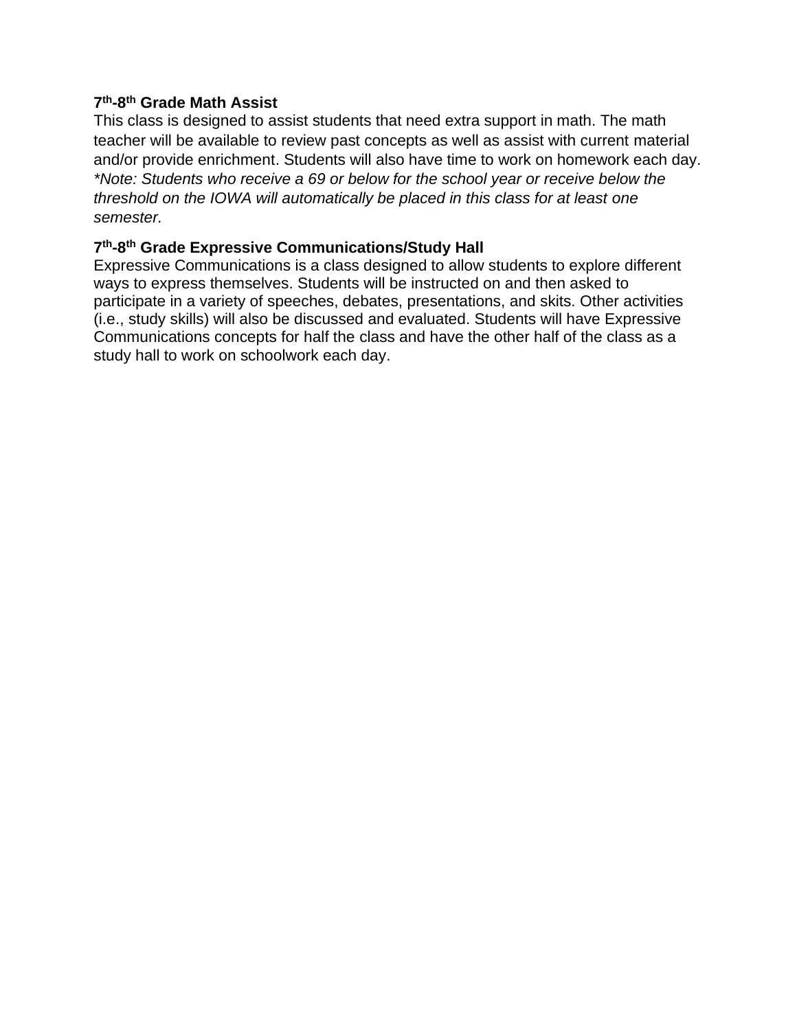**7th-8th Grade Math Assist**

This class is designed to assist students that need extra support in math. The math teacher will be available to review past concepts as well as assist with current material and/or provide enrichment. Students will also have time to work on homework each day. *\*Note: Students who receive a 69 or below for the school year or receive below the threshold on the IOWA will automatically be placed in this class for at least one semester.*

**7th-8th Grade Expressive Communications/Study Hall**

Expressive Communications is a class designed to allow students to explore different ways to express themselves. Students will be instructed on and then asked to participate in a variety of speeches, debates, presentations, and skits. Other activities (i.e., study skills) will also be discussed and evaluated. Students will have Expressive Communications concepts for half the class and have the other half of the class as a study hall to work on schoolwork each day.